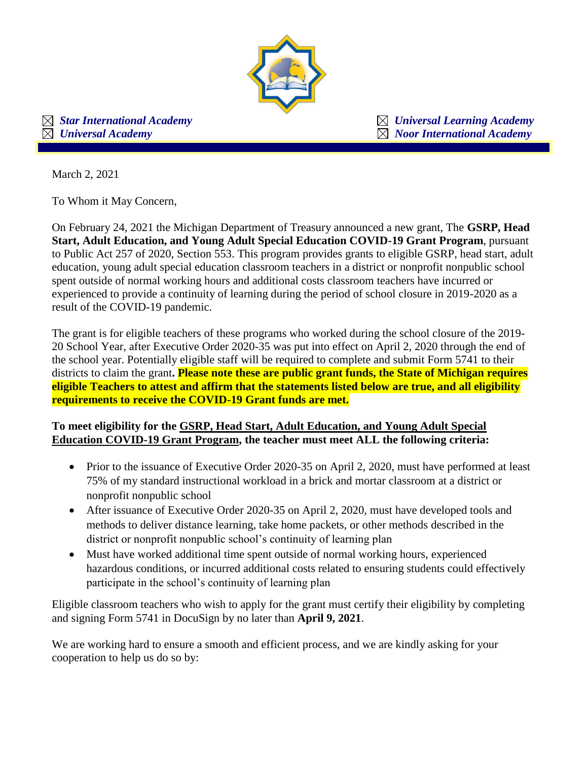☒ ***Star International Academy***
☒ ***Universal Academy***
☒ ***Universal Learning Academy***
☒ ***Noor International Academy***

March 2, 2021

To Whom it May Concern,

On February 24, 2021 the Michigan Department of Treasury announced a new grant, The **GSRP, Head Start, Adult Education, and Young Adult Special Education COVID-19 Grant Program**, pursuant to Public Act 257 of 2020, Section 553. This program provides grants to eligible GSRP, head start, adult education, young adult special education classroom teachers in a district or nonprofit nonpublic school spent outside of normal working hours and additional costs classroom teachers have incurred or experienced to provide a continuity of learning during the period of school closure in 2019-2020 as a result of the COVID-19 pandemic.

The grant is for eligible teachers of these programs who worked during the school closure of the 2019-20 School Year, after Executive Order 2020-35 was put into effect on April 2, 2020 through the end of the school year. Potentially eligible staff will be required to complete and submit Form 5741 to their districts to claim the grant**. Please note these are public grant funds, the State of Michigan requires eligible Teachers to attest and affirm that the statements listed below are true, and all eligibility requirements to receive the COVID-19 Grant funds are met.**

**To meet eligibility for the GSRP, Head Start, Adult Education, and Young Adult Special Education COVID-19 Grant Program, the teacher must meet ALL the following criteria:**

- Prior to the issuance of Executive Order 2020-35 on April 2, 2020, must have performed at least 75% of my standard instructional workload in a brick and mortar classroom at a district or nonprofit nonpublic school
- After issuance of Executive Order 2020-35 on April 2, 2020, must have developed tools and methods to deliver distance learning, take home packets, or other methods described in the district or nonprofit nonpublic school's continuity of learning plan
- Must have worked additional time spent outside of normal working hours, experienced hazardous conditions, or incurred additional costs related to ensuring students could effectively participate in the school's continuity of learning plan

Eligible classroom teachers who wish to apply for the grant must certify their eligibility by completing and signing Form 5741 in DocuSign by no later than **April 9, 2021**.

We are working hard to ensure a smooth and efficient process, and we are kindly asking for your cooperation to help us do so by: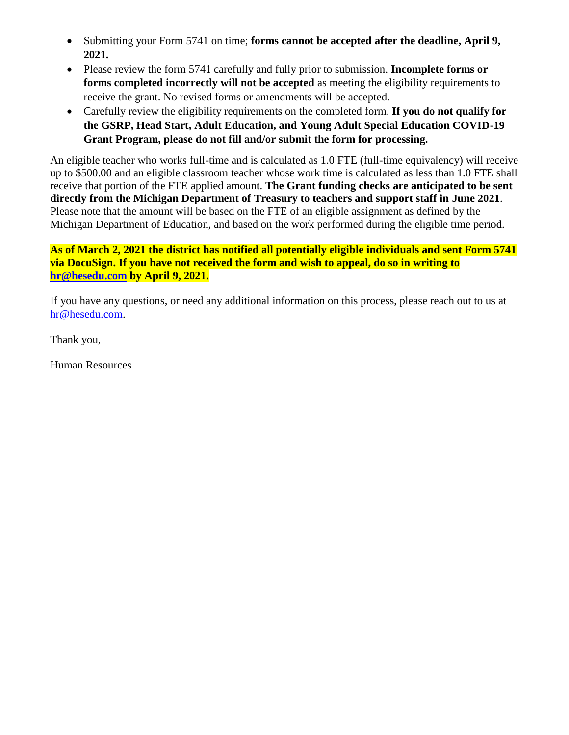- Submitting your Form 5741 on time; **forms cannot be accepted after the deadline, April 9, 2021.**
- Please review the form 5741 carefully and fully prior to submission. **Incomplete forms or forms completed incorrectly will not be accepted** as meeting the eligibility requirements to receive the grant. No revised forms or amendments will be accepted.
- Carefully review the eligibility requirements on the completed form. **If you do not qualify for the GSRP, Head Start, Adult Education, and Young Adult Special Education COVID-19 Grant Program, please do not fill and/or submit the form for processing.**

An eligible teacher who works full-time and is calculated as 1.0 FTE (full-time equivalency) will receive up to $500.00 and an eligible classroom teacher whose work time is calculated as less than 1.0 FTE shall receive that portion of the FTE applied amount. **The Grant funding checks are anticipated to be sent directly from the Michigan Department of Treasury to teachers and support staff in June 2021**. Please note that the amount will be based on the FTE of an eligible assignment as defined by the Michigan Department of Education, and based on the work performed during the eligible time period.

**As of March 2, 2021 the district has notified all potentially eligible individuals and sent Form 5741 via DocuSign. If you have not received the form and wish to appeal, do so in writing to hr@hesedu.com by April 9, 2021.**

If you have any questions, or need any additional information on this process, please reach out to us at hr@hesedu.com.

Thank you,

Human Resources